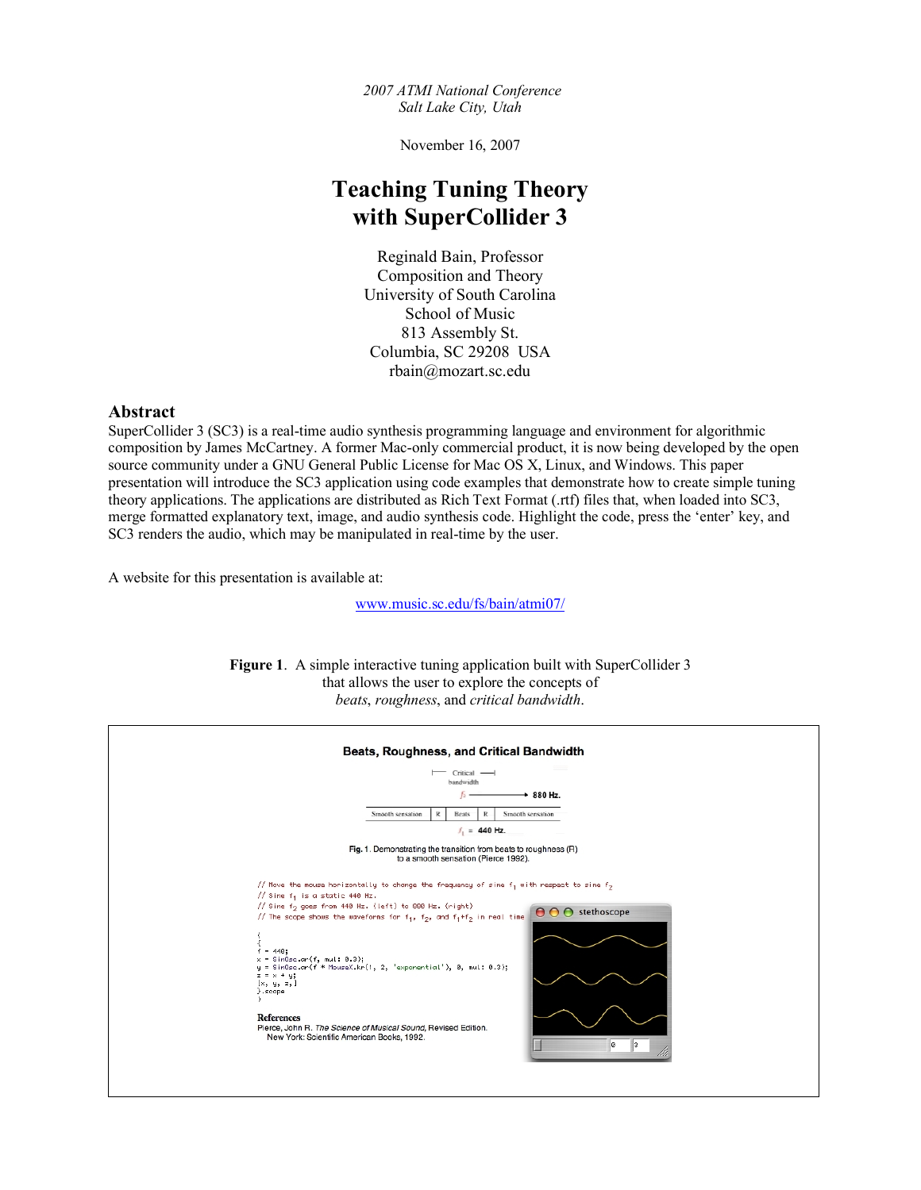*2007 ATMI National Conference*
*Salt Lake City, Utah*

November 16, 2007

# Teaching Tuning Theory with SuperCollider 3

Reginald Bain, Professor
Composition and Theory
University of South Carolina
School of Music
813 Assembly St.
Columbia, SC 29208 USA
rbain@mozart.sc.edu

## Abstract

SuperCollider 3 (SC3) is a real-time audio synthesis programming language and environment for algorithmic composition by James McCartney. A former Mac-only commercial product, it is now being developed by the open source community under a GNU General Public License for Mac OS X, Linux, and Windows. This paper presentation will introduce the SC3 application using code examples that demonstrate how to create simple tuning theory applications. The applications are distributed as Rich Text Format (.rtf) files that, when loaded into SC3, merge formatted explanatory text, image, and audio synthesis code. Highlight the code, press the 'enter' key, and SC3 renders the audio, which may be manipulated in real-time by the user.

A website for this presentation is available at:

www.music.sc.edu/fs/bain/atmi07/

**Figure 1**. A simple interactive tuning application built with SuperCollider 3 that allows the user to explore the concepts of *beats*, *roughness*, and *critical bandwidth*.

**Beats, Roughness, and Critical Bandwidth**

**Fig. 1**. Demonstrating the transition from beats to roughness (R) to a smooth sensation (Pierce 1992).

```
// Move the mouse horizontally to change the frequency of sine f1 with respect to sine f2
// Sine f1 is a static 440 Hz.
// Sine f2 goes from 440 Hz. (left) to 880 Hz. (right)
// The scope shows the waveforms for f1, f2, and f1+f2 in real time

(
{
f = 440;
x = SinOsc.ar(f, mul: 0.3);
y = SinOsc.ar(f * MouseX.kr(1, 2, 'exponential'), 0, mul: 0.3);
z = x + y;
[x, y, z,]
}.scope
)
```

**References**
Pierce, John R. *The Science of Musical Sound*, Revised Edition. New York: Scientific American Books, 1992.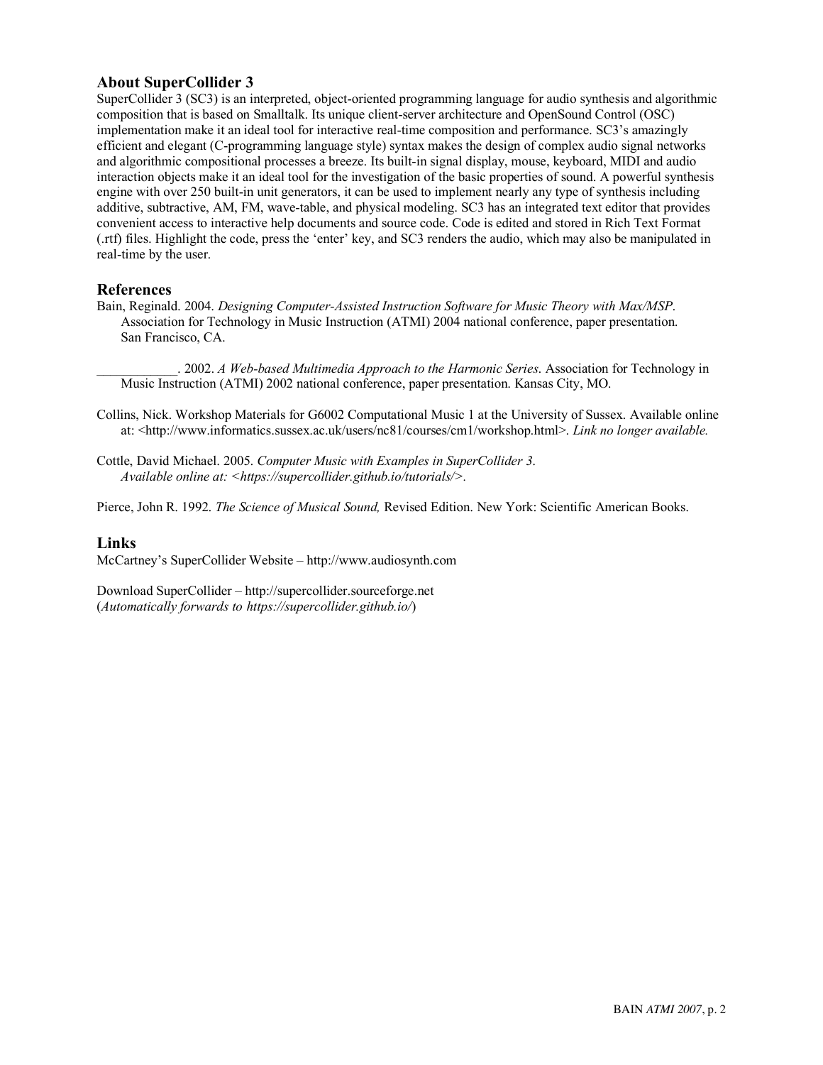## About SuperCollider 3

SuperCollider 3 (SC3) is an interpreted, object-oriented programming language for audio synthesis and algorithmic composition that is based on Smalltalk. Its unique client-server architecture and OpenSound Control (OSC) implementation make it an ideal tool for interactive real-time composition and performance. SC3's amazingly efficient and elegant (C-programming language style) syntax makes the design of complex audio signal networks and algorithmic compositional processes a breeze. Its built-in signal display, mouse, keyboard, MIDI and audio interaction objects make it an ideal tool for the investigation of the basic properties of sound. A powerful synthesis engine with over 250 built-in unit generators, it can be used to implement nearly any type of synthesis including additive, subtractive, AM, FM, wave-table, and physical modeling. SC3 has an integrated text editor that provides convenient access to interactive help documents and source code. Code is edited and stored in Rich Text Format (.rtf) files. Highlight the code, press the 'enter' key, and SC3 renders the audio, which may also be manipulated in real-time by the user.

## References

Bain, Reginald. 2004. *Designing Computer-Assisted Instruction Software for Music Theory with Max/MSP*. Association for Technology in Music Instruction (ATMI) 2004 national conference, paper presentation. San Francisco, CA.

____________. 2002. *A Web-based Multimedia Approach to the Harmonic Series*. Association for Technology in Music Instruction (ATMI) 2002 national conference, paper presentation. Kansas City, MO.

Collins, Nick. Workshop Materials for G6002 Computational Music 1 at the University of Sussex. Available online at: <http://www.informatics.sussex.ac.uk/users/nc81/courses/cm1/workshop.html>. *Link no longer available.*

Cottle, David Michael. 2005. *Computer Music with Examples in SuperCollider 3. Available online at: <https://supercollider.github.io/tutorials/>.*

Pierce, John R. 1992. *The Science of Musical Sound,* Revised Edition. New York: Scientific American Books.

## Links

McCartney's SuperCollider Website – http://www.audiosynth.com

Download SuperCollider – http://supercollider.sourceforge.net
(*Automatically forwards to https://supercollider.github.io/*)